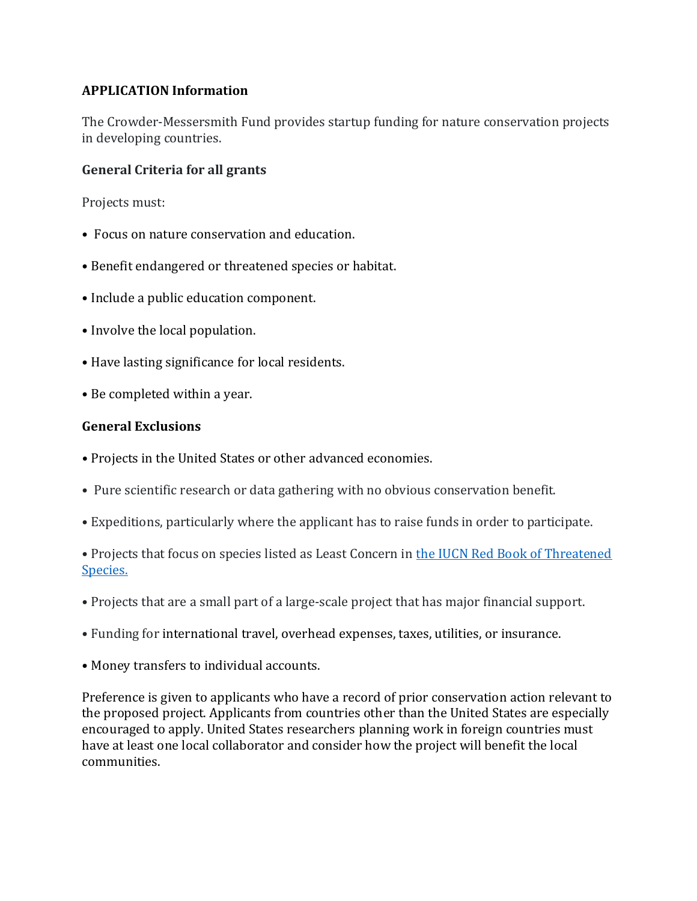**APPLICATION Information**

The Crowder-Messersmith Fund provides startup funding for nature conservation projects in developing countries.

**General Criteria for all grants**

Projects must:

- Focus on nature conservation and education.
- Benefit endangered or threatened species or habitat.
- Include a public education component.
- Involve the local population.
- Have lasting significance for local residents.
- Be completed within a year.

**General Exclusions**

- Projects in the United States or other advanced economies.
- Pure scientific research or data gathering with no obvious conservation benefit.
- Expeditions, particularly where the applicant has to raise funds in order to participate.
- Projects that focus on species listed as Least Concern in [the IUCN Red Book of Threatened Species.]()
- Projects that are a small part of a large-scale project that has major financial support.
- Funding for international travel, overhead expenses, taxes, utilities, or insurance.
- Money transfers to individual accounts.

Preference is given to applicants who have a record of prior conservation action relevant to the proposed project. Applicants from countries other than the United States are especially encouraged to apply. United States researchers planning work in foreign countries must have at least one local collaborator and consider how the project will benefit the local communities.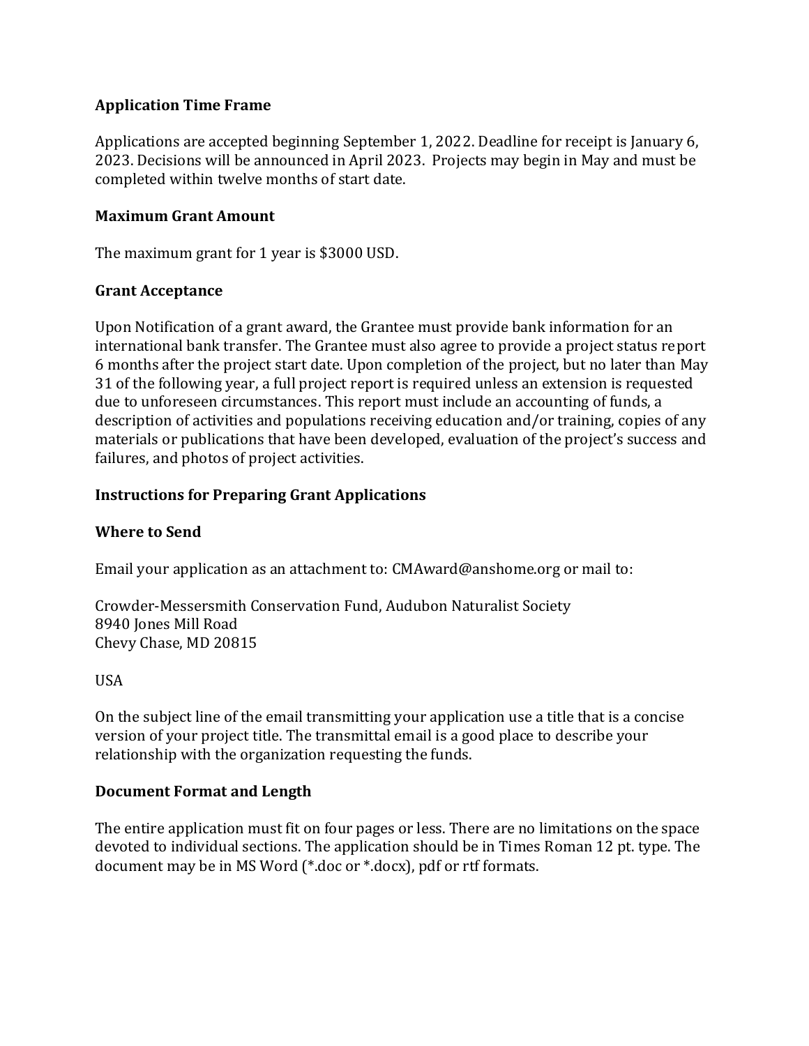## Application Time Frame

Applications are accepted beginning September 1, 2022. Deadline for receipt is January 6, 2023. Decisions will be announced in April 2023. Projects may begin in May and must be completed within twelve months of start date.

## Maximum Grant Amount

The maximum grant for 1 year is $3000 USD.

## Grant Acceptance

Upon Notification of a grant award, the Grantee must provide bank information for an international bank transfer. The Grantee must also agree to provide a project status report 6 months after the project start date. Upon completion of the project, but no later than May 31 of the following year, a full project report is required unless an extension is requested due to unforeseen circumstances. This report must include an accounting of funds, a description of activities and populations receiving education and/or training, copies of any materials or publications that have been developed, evaluation of the project's success and failures, and photos of project activities.

## Instructions for Preparing Grant Applications

## Where to Send

Email your application as an attachment to: CMAward@anshome.org or mail to:

Crowder-Messersmith Conservation Fund, Audubon Naturalist Society
8940 Jones Mill Road
Chevy Chase, MD 20815

USA

On the subject line of the email transmitting your application use a title that is a concise version of your project title. The transmittal email is a good place to describe your relationship with the organization requesting the funds.

## Document Format and Length

The entire application must fit on four pages or less. There are no limitations on the space devoted to individual sections. The application should be in Times Roman 12 pt. type. The document may be in MS Word (*.doc or *.docx), pdf or rtf formats.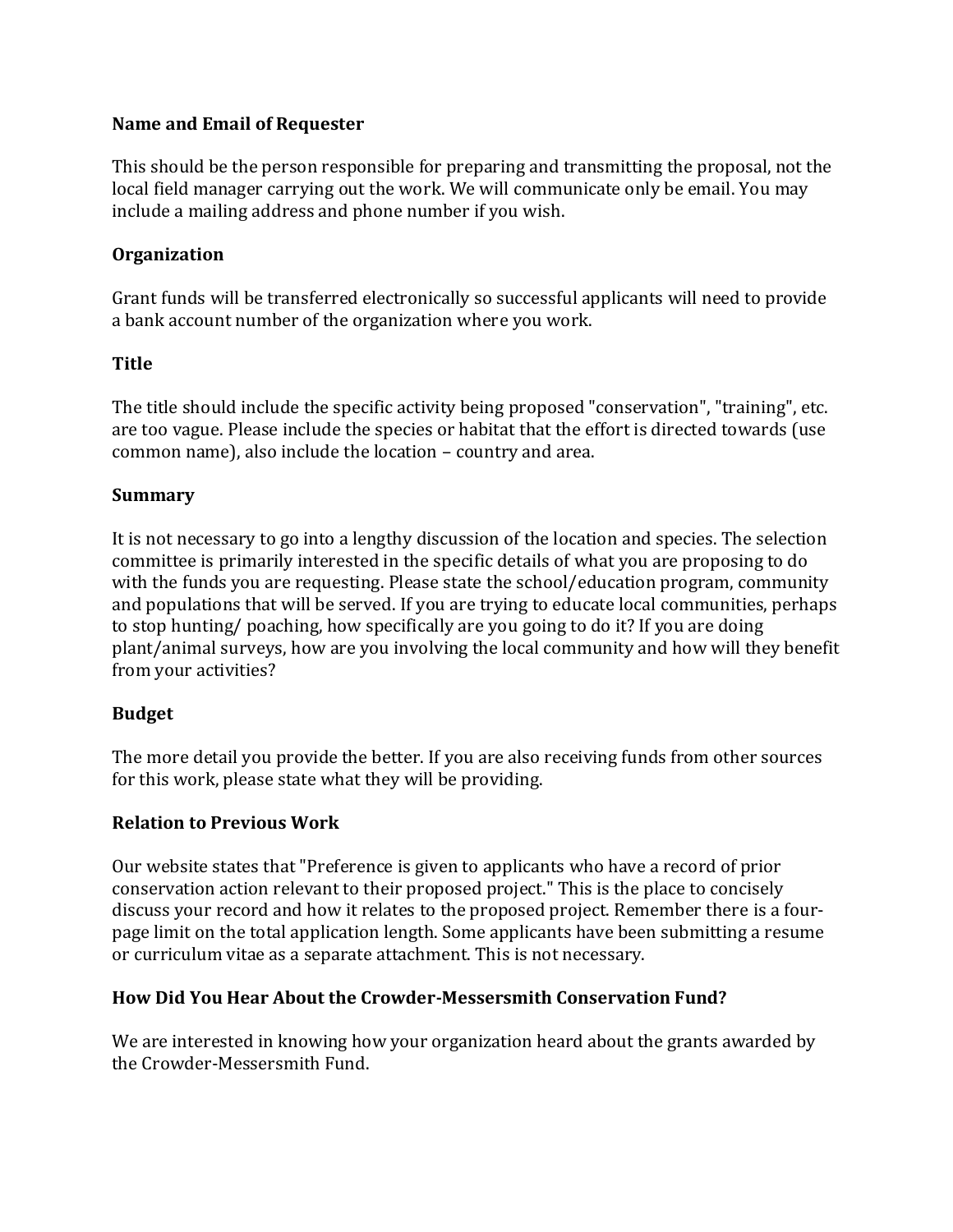**Name and Email of Requester**

This should be the person responsible for preparing and transmitting the proposal, not the local field manager carrying out the work. We will communicate only be email. You may include a mailing address and phone number if you wish.

**Organization**

Grant funds will be transferred electronically so successful applicants will need to provide a bank account number of the organization where you work.

**Title**

The title should include the specific activity being proposed "conservation", "training", etc. are too vague. Please include the species or habitat that the effort is directed towards (use common name), also include the location – country and area.

**Summary**

It is not necessary to go into a lengthy discussion of the location and species. The selection committee is primarily interested in the specific details of what you are proposing to do with the funds you are requesting. Please state the school/education program, community and populations that will be served. If you are trying to educate local communities, perhaps to stop hunting/ poaching, how specifically are you going to do it? If you are doing plant/animal surveys, how are you involving the local community and how will they benefit from your activities?

**Budget**

The more detail you provide the better. If you are also receiving funds from other sources for this work, please state what they will be providing.

**Relation to Previous Work**

Our website states that "Preference is given to applicants who have a record of prior conservation action relevant to their proposed project." This is the place to concisely discuss your record and how it relates to the proposed project. Remember there is a four-page limit on the total application length. Some applicants have been submitting a resume or curriculum vitae as a separate attachment. This is not necessary.

**How Did You Hear About the Crowder-Messersmith Conservation Fund?**

We are interested in knowing how your organization heard about the grants awarded by the Crowder-Messersmith Fund.